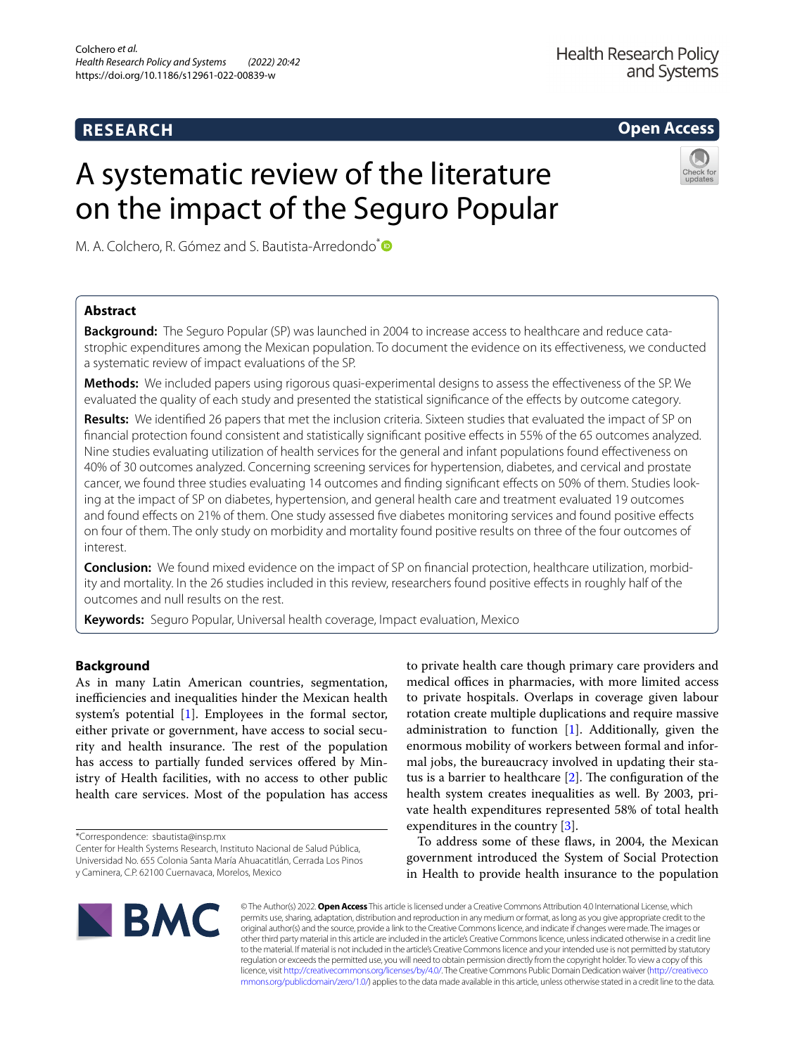**RESEARCH** **Open Access**

# A systematic review of the literature on the impact of the Seguro Popular

M. A. Colchero, R. Gómez and S. Bautista-Arredondo*

## Abstract

**Background:** The Seguro Popular (SP) was launched in 2004 to increase access to healthcare and reduce catastrophic expenditures among the Mexican population. To document the evidence on its effectiveness, we conducted a systematic review of impact evaluations of the SP.

**Methods:** We included papers using rigorous quasi-experimental designs to assess the effectiveness of the SP. We evaluated the quality of each study and presented the statistical significance of the effects by outcome category.

**Results:** We identified 26 papers that met the inclusion criteria. Sixteen studies that evaluated the impact of SP on financial protection found consistent and statistically significant positive effects in 55% of the 65 outcomes analyzed. Nine studies evaluating utilization of health services for the general and infant populations found effectiveness on 40% of 30 outcomes analyzed. Concerning screening services for hypertension, diabetes, and cervical and prostate cancer, we found three studies evaluating 14 outcomes and finding significant effects on 50% of them. Studies looking at the impact of SP on diabetes, hypertension, and general health care and treatment evaluated 19 outcomes and found effects on 21% of them. One study assessed five diabetes monitoring services and found positive effects on four of them. The only study on morbidity and mortality found positive results on three of the four outcomes of interest.

**Conclusion:** We found mixed evidence on the impact of SP on financial protection, healthcare utilization, morbidity and mortality. In the 26 studies included in this review, researchers found positive effects in roughly half of the outcomes and null results on the rest.

**Keywords:** Seguro Popular, Universal health coverage, Impact evaluation, Mexico

## Background

As in many Latin American countries, segmentation, inefficiencies and inequalities hinder the Mexican health system's potential [1]. Employees in the formal sector, either private or government, have access to social security and health insurance. The rest of the population has access to partially funded services offered by Ministry of Health facilities, with no access to other public health care services. Most of the population has access to private health care though primary care providers and medical offices in pharmacies, with more limited access to private hospitals. Overlaps in coverage given labour rotation create multiple duplications and require massive administration to function [1]. Additionally, given the enormous mobility of workers between formal and informal jobs, the bureaucracy involved in updating their status is a barrier to healthcare [2]. The configuration of the health system creates inequalities as well. By 2003, private health expenditures represented 58% of total health expenditures in the country [3].

To address some of these flaws, in 2004, the Mexican government introduced the System of Social Protection in Health to provide health insurance to the population

*Correspondence: sbautista@insp.mx
Center for Health Systems Research, Instituto Nacional de Salud Pública, Universidad No. 655 Colonia Santa María Ahuacatitlán, Cerrada Los Pinos y Caminera, C.P. 62100 Cuernavaca, Morelos, Mexico

© The Author(s) 2022. **Open Access** This article is licensed under a Creative Commons Attribution 4.0 International License, which permits use, sharing, adaptation, distribution and reproduction in any medium or format, as long as you give appropriate credit to the original author(s) and the source, provide a link to the Creative Commons licence, and indicate if changes were made. The images or other third party material in this article are included in the article's Creative Commons licence, unless indicated otherwise in a credit line to the material. If material is not included in the article's Creative Commons licence and your intended use is not permitted by statutory regulation or exceeds the permitted use, you will need to obtain permission directly from the copyright holder. To view a copy of this licence, visit http://creativecommons.org/licenses/by/4.0/. The Creative Commons Public Domain Dedication waiver (http://creativecommons.org/publicdomain/zero/1.0/) applies to the data made available in this article, unless otherwise stated in a credit line to the data.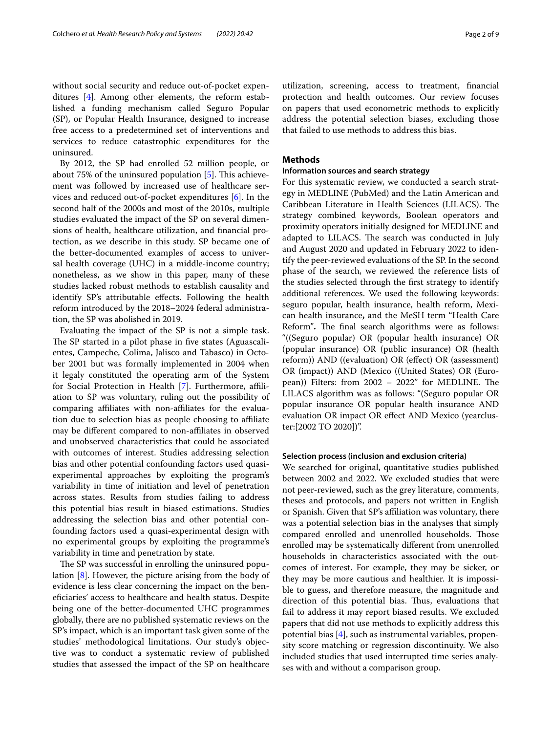without social security and reduce out-of-pocket expenditures [4]. Among other elements, the reform established a funding mechanism called Seguro Popular (SP), or Popular Health Insurance, designed to increase free access to a predetermined set of interventions and services to reduce catastrophic expenditures for the uninsured.

By 2012, the SP had enrolled 52 million people, or about 75% of the uninsured population [5]. This achievement was followed by increased use of healthcare services and reduced out-of-pocket expenditures [6]. In the second half of the 2000s and most of the 2010s, multiple studies evaluated the impact of the SP on several dimensions of health, healthcare utilization, and financial protection, as we describe in this study. SP became one of the better-documented examples of access to universal health coverage (UHC) in a middle-income country; nonetheless, as we show in this paper, many of these studies lacked robust methods to establish causality and identify SP's attributable effects. Following the health reform introduced by the 2018–2024 federal administration, the SP was abolished in 2019.

Evaluating the impact of the SP is not a simple task. The SP started in a pilot phase in five states (Aguascalientes, Campeche, Colima, Jalisco and Tabasco) in October 2001 but was formally implemented in 2004 when it legaly constituted the operating arm of the System for Social Protection in Health [7]. Furthermore, affiliation to SP was voluntary, ruling out the possibility of comparing affiliates with non-affiliates for the evaluation due to selection bias as people choosing to affiliate may be different compared to non-affiliates in observed and unobserved characteristics that could be associated with outcomes of interest. Studies addressing selection bias and other potential confounding factors used quasi-experimental approaches by exploiting the program's variability in time of initiation and level of penetration across states. Results from studies failing to address this potential bias result in biased estimations. Studies addressing the selection bias and other potential confounding factors used a quasi-experimental design with no experimental groups by exploiting the programme's variability in time and penetration by state.

The SP was successful in enrolling the uninsured population [8]. However, the picture arising from the body of evidence is less clear concerning the impact on the beneficiaries' access to healthcare and health status. Despite being one of the better-documented UHC programmes globally, there are no published systematic reviews on the SP's impact, which is an important task given some of the studies' methodological limitations. Our study's objective was to conduct a systematic review of published studies that assessed the impact of the SP on healthcare utilization, screening, access to treatment, financial protection and health outcomes. Our review focuses on papers that used econometric methods to explicitly address the potential selection biases, excluding those that failed to use methods to address this bias.

## Methods

### Information sources and search strategy

For this systematic review, we conducted a search strategy in MEDLINE (PubMed) and the Latin American and Caribbean Literature in Health Sciences (LILACS). The strategy combined keywords, Boolean operators and proximity operators initially designed for MEDLINE and adapted to LILACS. The search was conducted in July and August 2020 and updated in February 2022 to identify the peer-reviewed evaluations of the SP. In the second phase of the search, we reviewed the reference lists of the studies selected through the first strategy to identify additional references. We used the following keywords: seguro popular, health insurance, health reform, Mexican health insurance**,** and the MeSH term "Health Care Reform"**.** The final search algorithms were as follows: "((Seguro popular) OR (popular health insurance) OR (popular insurance) OR (public insurance) OR (health reform)) AND ((evaluation) OR (effect) OR (assessment) OR (impact)) AND (Mexico ((United States) OR (European)) Filters: from 2002 – 2022" for MEDLINE. The LILACS algorithm was as follows: "(Seguro popular OR popular insurance OR popular health insurance AND evaluation OR impact OR effect AND Mexico (yearcluster:[2002 TO 2020])".

### Selection process (inclusion and exclusion criteria)

We searched for original, quantitative studies published between 2002 and 2022. We excluded studies that were not peer-reviewed, such as the grey literature, comments, theses and protocols, and papers not written in English or Spanish. Given that SP's affiliation was voluntary, there was a potential selection bias in the analyses that simply compared enrolled and unenrolled households. Those enrolled may be systematically different from unenrolled households in characteristics associated with the outcomes of interest. For example, they may be sicker, or they may be more cautious and healthier. It is impossible to guess, and therefore measure, the magnitude and direction of this potential bias. Thus, evaluations that fail to address it may report biased results. We excluded papers that did not use methods to explicitly address this potential bias [4], such as instrumental variables, propensity score matching or regression discontinuity. We also included studies that used interrupted time series analyses with and without a comparison group.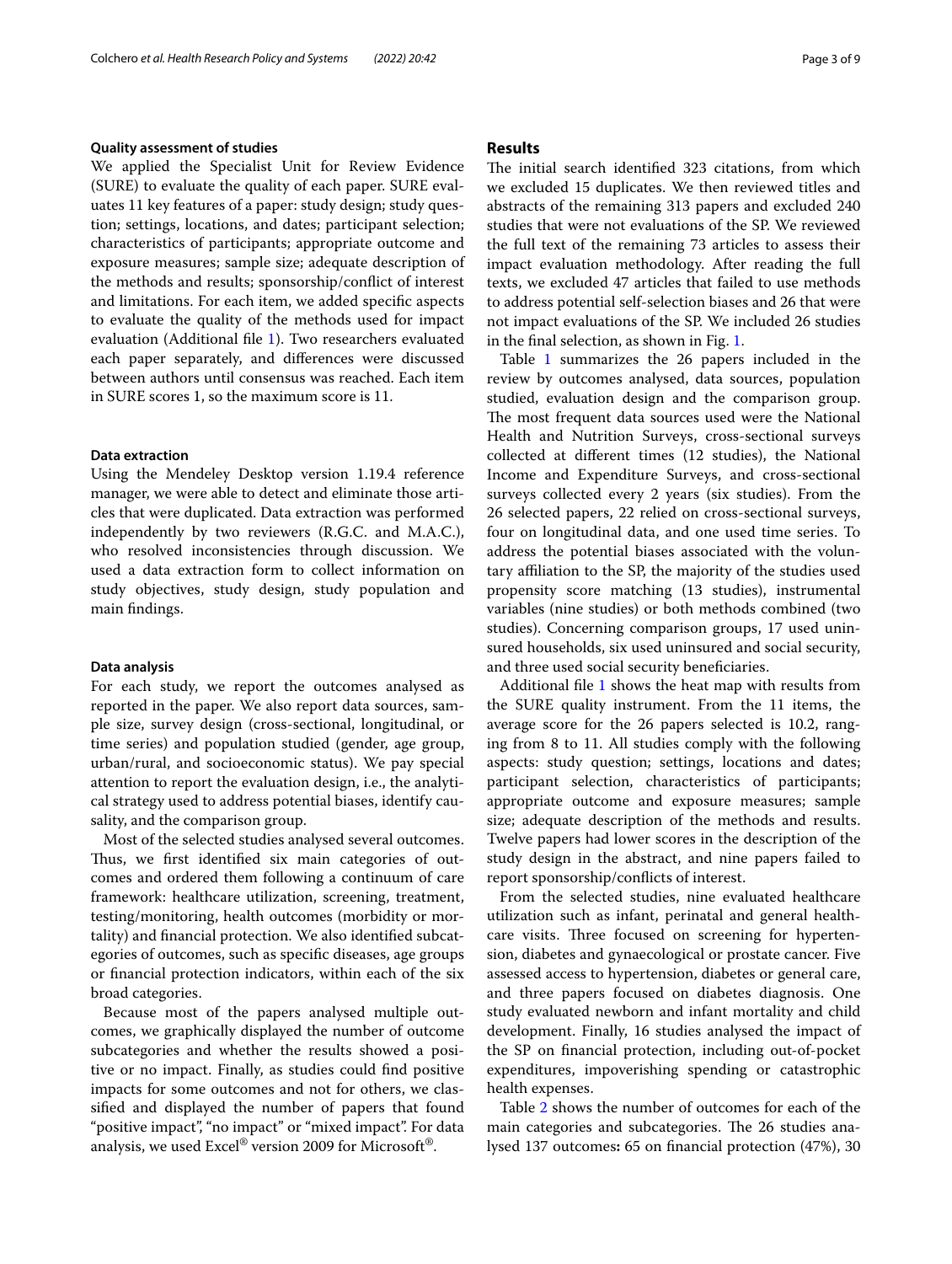### Quality assessment of studies

We applied the Specialist Unit for Review Evidence (SURE) to evaluate the quality of each paper. SURE evaluates 11 key features of a paper: study design; study question; settings, locations, and dates; participant selection; characteristics of participants; appropriate outcome and exposure measures; sample size; adequate description of the methods and results; sponsorship/conflict of interest and limitations. For each item, we added specific aspects to evaluate the quality of the methods used for impact evaluation (Additional file 1). Two researchers evaluated each paper separately, and differences were discussed between authors until consensus was reached. Each item in SURE scores 1, so the maximum score is 11.

### Data extraction

Using the Mendeley Desktop version 1.19.4 reference manager, we were able to detect and eliminate those articles that were duplicated. Data extraction was performed independently by two reviewers (R.G.C. and M.A.C.), who resolved inconsistencies through discussion. We used a data extraction form to collect information on study objectives, study design, study population and main findings.

### Data analysis

For each study, we report the outcomes analysed as reported in the paper. We also report data sources, sample size, survey design (cross-sectional, longitudinal, or time series) and population studied (gender, age group, urban/rural, and socioeconomic status). We pay special attention to report the evaluation design, i.e., the analytical strategy used to address potential biases, identify causality, and the comparison group.

Most of the selected studies analysed several outcomes. Thus, we first identified six main categories of outcomes and ordered them following a continuum of care framework: healthcare utilization, screening, treatment, testing/monitoring, health outcomes (morbidity or mortality) and financial protection. We also identified subcategories of outcomes, such as specific diseases, age groups or financial protection indicators, within each of the six broad categories.

Because most of the papers analysed multiple outcomes, we graphically displayed the number of outcome subcategories and whether the results showed a positive or no impact. Finally, as studies could find positive impacts for some outcomes and not for others, we classified and displayed the number of papers that found "positive impact", "no impact" or "mixed impact". For data analysis, we used Excel® version 2009 for Microsoft®.

## Results

The initial search identified 323 citations, from which we excluded 15 duplicates. We then reviewed titles and abstracts of the remaining 313 papers and excluded 240 studies that were not evaluations of the SP. We reviewed the full text of the remaining 73 articles to assess their impact evaluation methodology. After reading the full texts, we excluded 47 articles that failed to use methods to address potential self-selection biases and 26 that were not impact evaluations of the SP. We included 26 studies in the final selection, as shown in Fig. 1.

Table 1 summarizes the 26 papers included in the review by outcomes analysed, data sources, population studied, evaluation design and the comparison group. The most frequent data sources used were the National Health and Nutrition Surveys, cross-sectional surveys collected at different times (12 studies), the National Income and Expenditure Surveys, and cross-sectional surveys collected every 2 years (six studies). From the 26 selected papers, 22 relied on cross-sectional surveys, four on longitudinal data, and one used time series. To address the potential biases associated with the voluntary affiliation to the SP, the majority of the studies used propensity score matching (13 studies), instrumental variables (nine studies) or both methods combined (two studies). Concerning comparison groups, 17 used uninsured households, six used uninsured and social security, and three used social security beneficiaries.

Additional file 1 shows the heat map with results from the SURE quality instrument. From the 11 items, the average score for the 26 papers selected is 10.2, ranging from 8 to 11. All studies comply with the following aspects: study question; settings, locations and dates; participant selection, characteristics of participants; appropriate outcome and exposure measures; sample size; adequate description of the methods and results. Twelve papers had lower scores in the description of the study design in the abstract, and nine papers failed to report sponsorship/conflicts of interest.

From the selected studies, nine evaluated healthcare utilization such as infant, perinatal and general healthcare visits. Three focused on screening for hypertension, diabetes and gynaecological or prostate cancer. Five assessed access to hypertension, diabetes or general care, and three papers focused on diabetes diagnosis. One study evaluated newborn and infant mortality and child development. Finally, 16 studies analysed the impact of the SP on financial protection, including out-of-pocket expenditures, impoverishing spending or catastrophic health expenses.

Table 2 shows the number of outcomes for each of the main categories and subcategories. The 26 studies analysed 137 outcomes**:** 65 on financial protection (47%), 30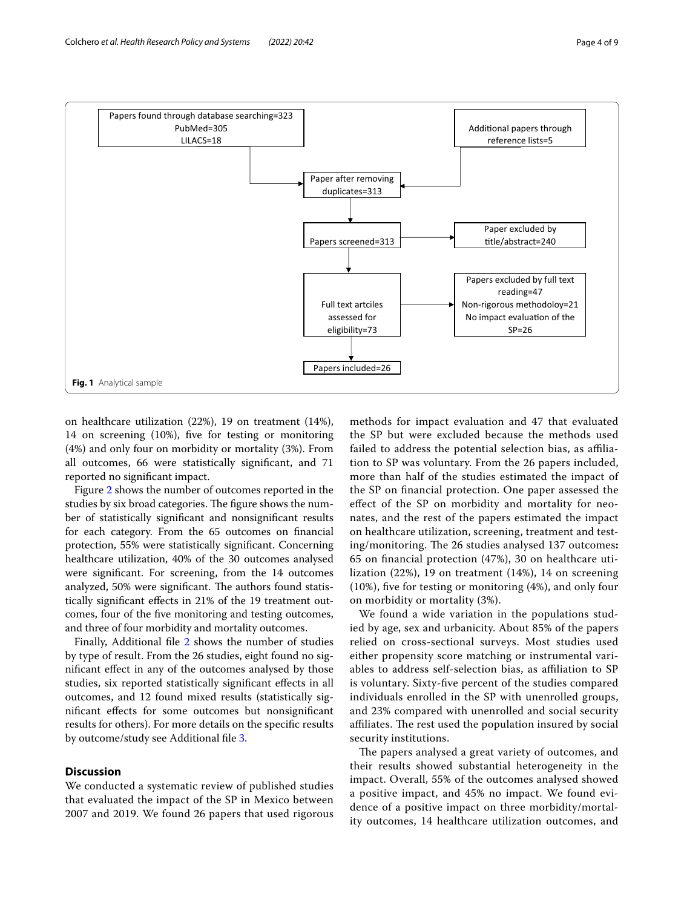Papers found through database searching=323
PubMed=305
LILACS=18

Additional papers through reference lists=5

Paper after removing duplicates=313

Papers screened=313

Paper excluded by title/abstract=240

Full text artciles assessed for eligibility=73

Papers excluded by full text reading=47
Non-rigorous methodoloy=21
No impact evaluation of the SP=26

Papers included=26

**Fig. 1** Analytical sample

on healthcare utilization (22%), 19 on treatment (14%), 14 on screening (10%), five for testing or monitoring (4%) and only four on morbidity or mortality (3%). From all outcomes, 66 were statistically significant, and 71 reported no significant impact.

Figure 2 shows the number of outcomes reported in the studies by six broad categories. The figure shows the number of statistically significant and nonsignificant results for each category. From the 65 outcomes on financial protection, 55% were statistically significant. Concerning healthcare utilization, 40% of the 30 outcomes analysed were significant. For screening, from the 14 outcomes analyzed, 50% were significant. The authors found statistically significant effects in 21% of the 19 treatment outcomes, four of the five monitoring and testing outcomes, and three of four morbidity and mortality outcomes.

Finally, Additional file 2 shows the number of studies by type of result. From the 26 studies, eight found no significant effect in any of the outcomes analysed by those studies, six reported statistically significant effects in all outcomes, and 12 found mixed results (statistically significant effects for some outcomes but nonsignificant results for others). For more details on the specific results by outcome/study see Additional file 3.

## Discussion

We conducted a systematic review of published studies that evaluated the impact of the SP in Mexico between 2007 and 2019. We found 26 papers that used rigorous methods for impact evaluation and 47 that evaluated the SP but were excluded because the methods used failed to address the potential selection bias, as affiliation to SP was voluntary. From the 26 papers included, more than half of the studies estimated the impact of the SP on financial protection. One paper assessed the effect of the SP on morbidity and mortality for neonates, and the rest of the papers estimated the impact on healthcare utilization, screening, treatment and testing/monitoring. The 26 studies analysed 137 outcomes**:** 65 on financial protection (47%), 30 on healthcare utilization (22%), 19 on treatment (14%), 14 on screening (10%), five for testing or monitoring (4%), and only four on morbidity or mortality (3%).

We found a wide variation in the populations studied by age, sex and urbanicity. About 85% of the papers relied on cross-sectional surveys. Most studies used either propensity score matching or instrumental variables to address self-selection bias, as affiliation to SP is voluntary. Sixty-five percent of the studies compared individuals enrolled in the SP with unenrolled groups, and 23% compared with unenrolled and social security affiliates. The rest used the population insured by social security institutions.

The papers analysed a great variety of outcomes, and their results showed substantial heterogeneity in the impact. Overall, 55% of the outcomes analysed showed a positive impact, and 45% no impact. We found evidence of a positive impact on three morbidity/mortality outcomes, 14 healthcare utilization outcomes, and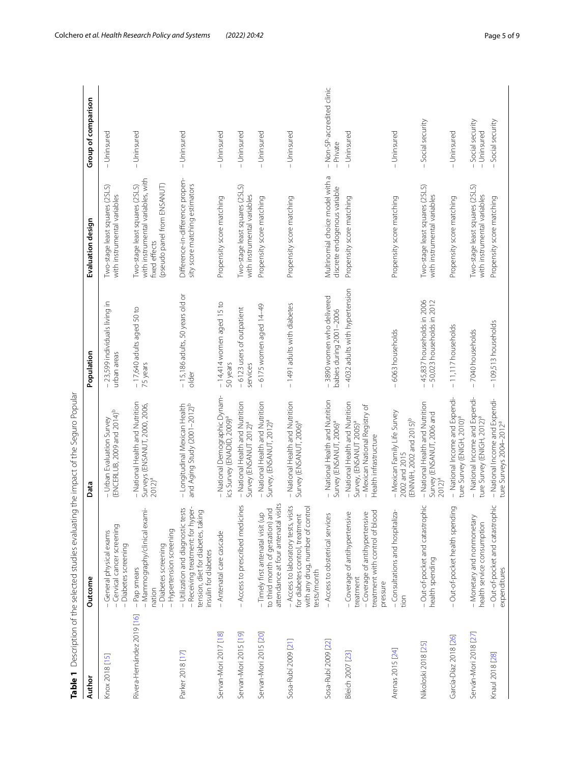**Table 1** Description of the selected studies evaluating the impact of the Seguro Popular

| Author | Outcome | Data | Population | Evaluation design | Group of comparison |
|---|---|---|---|---|---|
| Knox 2018 [15] | – General physical exams<br>– Cervical cancer screening<br>– Diabetes screening | – Urban Evaluation Survey (ENCERLUB, 2009 and 2014)[b] | – 23,599 individuals living in urban areas | Two-stage least squares (2SLS) with instrumental variables | – Uninsured |
| Rivera-Hernández 2019 [16] | – Pap smears<br>– Mammography/clinical examination<br>– Diabetes screening<br>– Hypertension screening | – National Health and Nutrition Surveys (ENSANUT, 2000, 2006, 2012)[a] | – 17,640 adults aged 50 to 75 years | Two-stage least squares (2SLS) with instrumental variables, with fixed effects (pseudo panel from ENSANUT) | – Uninsured |
| Parker 2018 [17] | – Utilization and diagnostic tests<br>– Receiving treatment for hypertension, diet for diabetes, taking insulin for diabetes | – Longitudinal Mexican Health and Aging Study (2001–2012)[b] | – 15,186 adults, 50 years old or older | Difference-in-difference propensity score matching estimators | – Uninsured |
| Servan-Mori 2017 [18] | – Antenatal care cascade | – National Demographic Dynamics Survey (ENADID, 2009)[a] | – 14,414 women aged 15 to 50 years | Propensity score matching | – Uninsured |
| Servan-Mori 2015 [19] | – Access to prescribed medicines | – National Health and Nutrition Survey (ENSANUT 2012)[a] | – 6123 users of outpatient services | Two-stage least squares (2SLS) with instrumental variables | – Uninsured |
| Servan-Mori 2015 [20] | – Timely first antenatal visit (up to third month of gestation) and attendance at four antenatal visits | – National Health and Nutrition Survey, (ENSANUT, 2012)[a] | – 6175 women aged 14–49 | Propensity score matching | – Uninsured |
| Sosa-Rubí 2009 [21] | – Access to laboratory tests, visits for diabetes control, treatment with any drug, number of control tests/month | – National Health and Nutrition Survey (ENSANUT, 2006)[a] | – 1491 adults with diabetes | Propensity score matching | – Uninsured |
| Sosa-Rubí 2009 [22] | – Access to obstetrical services | – National Health and Nutrition Survey (ENSANUT, 2006)[a] | – 3890 women who delivered babies during 2001–2006 | Multinomial choice model with a discrete endogenous variable | – Non-SP-accredited clinic<br>– Private |
| Bleich 2007 [23] | – Coverage of antihypertensive treatment<br>– Coverage of antihypertensive treatment with control of blood pressure | – National Health and Nutrition Survey, (ENSANUT 2005)[a]<br>– Mexican National Registry of Health infrastructure | – 4032 adults with hypertension | Propensity score matching | – Uninsured |
| Arenas 2015 [24] | – Consultations and hospitalization | – Mexican Family Life Survey 2002 and 2015 (ENNVIH, 2002 and 2015)[b] | – 6063 households | Propensity score matching | – Uninsured |
| Nikoloski 2018 [25] | – Out-of-pocket and catastrophic health spending | – National Health and Nutrition Survey (ENSANUT, 2006 and 2012)[a] | – 45,837 households in 2006<br>– 50,023 households in 2012 | Two-stage least squares (2SLS) with instrumental variables | – Social security |
| García-Díaz 2018 [26] | – Out-of-pocket health spending | – National Income and Expenditure Survey (ENIGH, 2010)[a] | – 11,117 households | Propensity score matching | – Uninsured |
| Serván-Mori 2018 [27] | – Monetary and nonmonetary health service consumption | – National Income and Expenditure Survey (ENIGH, 2012)[a] | – 7040 households | Two-stage least squares (2SLS) with instrumental variables | – Social security<br>– Uninsured |
| Knaul 2018 [28] | – Out-of-pocket and catastrophic expenditures | – National Income and Expenditure Surveys 2004–2012[a] | – 109,513 households | Propensity score matching | – Social security |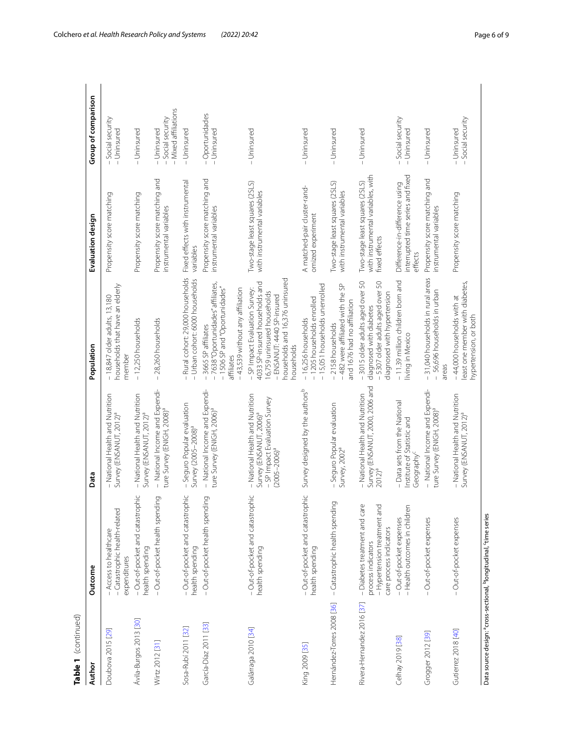**Table 1** (continued)

| Author | Outcome | Data | Population | Evaluation design | Group of comparison |
|---|---|---|---|---|---|
| Doubova 2015 [29] | – Access to healthcare<br>– Catastrophic health-related expenditures | – National Health and Nutrition Survey (ENSANUT, 2012)[a] | – 18,847 older adults, 13,180 households that have an elderly member | Propensity score matching | – Social security<br>– Uninsured |
| Ávila-Burgos 2013 [30] | – Out-of-pocket and catastrophic health spending | – National Health and Nutrition Survey (ENSANUT, 2012)[a] | – 12,250 households | Propensity score matching | – Uninsured |
| Wirtz 2012 [31] | – Out-of-pocket health spending | – National Income and Expenditure Survey (ENIGH, 2008)[a] | – 28,260 households | Propensity score matching and instrumental variables | – Uninsured<br>– Social security<br>– Mixed affiliations |
| Sosa-Rubí 2011 [32] | – Out-of-pocket and catastrophic health spending | – Seguro Popular evaluation Survey (2005–2008)[a] | – Rural cohort: 29,000 households<br>– Urban cohort: 6000 households | Fixed effects with instrumental variables | – Uninsured |
| García-Díaz 2011 [33] | – Out-of-pocket health spending | – National Income and Expenditure Survey (ENIGH, 2006)[a] | – 3665 SP affiliates<br>– 7638 "Oportunidades" affiliates,<br>– 1506 SP and "Oportunidades" affiliates<br>– 43,539 without any affiliation | Propensity score matching and instrumental variables | – Oportunidades<br>– Uninsured |
| Galárraga 2010 [34] | – Out-of-pocket and catastrophic health spending | – National Health and Nutrition Survey (ENSANUT, 2006)[a]<br>– SP Impact Evaluation Survey (2005–2006)[a] | – SP Impact Evaluation Survey: 4033 SP-insured households and 16,759 uninsured households<br>– ENSANUT: 4440 SP-insured households and 16,376 uninsured households | Two-stage least squares (2SLS) with instrumental variables | – Uninsured |
| King 2009 [35] | – Out-of-pocket and catastrophic health spending | Survey designed by the authors[b] | – 16,256 households<br>– 1205 households enrolled<br>– 15,051 households unenrolled | A matched-pair cluster-randomized experiment | – Uninsured |
| Hernández-Torres 2008 [36] | – Catastrophic health spending | – Seguro Popular evaluation Survey, 2002[a] | – 2158 households<br>– 482 were affiliated with the SP and 1676 had no affiliation | Two-stage least squares (2SLS) with instrumental variables | – Uninsured |
| Rivera-Hernandez 2016 [37] | – Diabetes treatment and care process indicators<br>– Hypertension treatment and care process indicators | – National Health and Nutrition Survey (ENSANUT, 2000, 2006 and 2012)[a] | – 3015 older adults aged over 50 diagnosed with diabetes<br>– 5307 older adults aged over 50 diagnosed with hypertension | Two-stage least squares (2SLS) with instrumental variables, with fixed effects | – Uninsured |
| Celhay 2019 [38] | – Out-of-pocket expenses<br>– Health outcomes in children | – Data sets from the National Institute of Statistic and Geography[c] | – 11.39 million children born and living in Mexico | Difference-in-difference using interrupted time series and fixed effects | – Social security<br>– Uninsured |
| Grogger 2012 [39] | – Out-of-pocket expenses | – National Income and Expenditure Survey (ENIGH, 2008)[a] | – 31,040 households in rural areas<br>– 56,696 households in urban areas | Propensity score matching and instrumental variables | – Uninsured |
| Gutierrez 2018 [40] | – Out-of-pocket expenses | – National Health and Nutrition Survey (ENSANUT, 2012)[a] | – 44,000 households with at least one member with diabetes, hypertension, or both | Propensity score matching | – Uninsured<br>– Social security |

Data source design: [a]cross-sectional, [b]longitudinal, [c]time series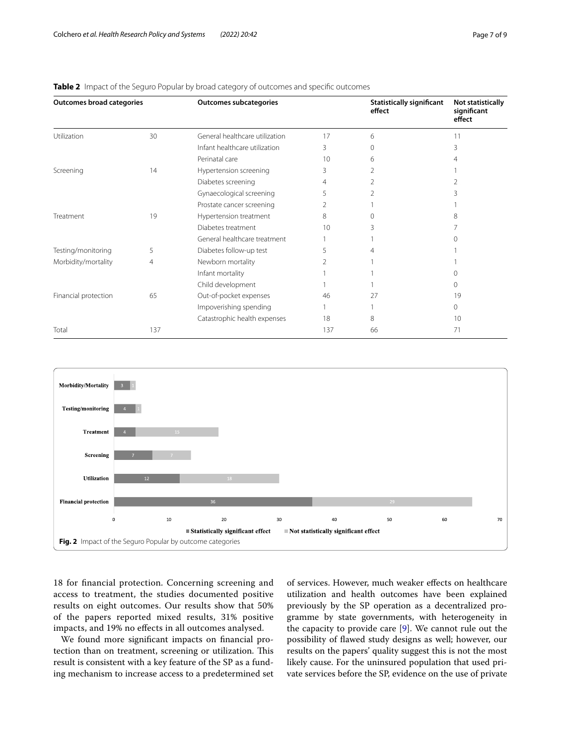**Table 2** Impact of the Seguro Popular by broad category of outcomes and specific outcomes

| Outcomes broad categories | | Outcomes subcategories | | Statistically significant effect | Not statistically significant effect |
|---|---|---|---|---|---|
| Utilization | 30 | General healthcare utilization | 17 | 6 | 11 |
| | | Infant healthcare utilization | 3 | 0 | 3 |
| | | Perinatal care | 10 | 6 | 4 |
| Screening | 14 | Hypertension screening | 3 | 2 | 1 |
| | | Diabetes screening | 4 | 2 | 2 |
| | | Gynaecological screening | 5 | 2 | 3 |
| | | Prostate cancer screening | 2 | 1 | 1 |
| Treatment | 19 | Hypertension treatment | 8 | 0 | 8 |
| | | Diabetes treatment | 10 | 3 | 7 |
| | | General healthcare treatment | 1 | 1 | 0 |
| Testing/monitoring | 5 | Diabetes follow-up test | 5 | 4 | 1 |
| Morbidity/mortality | 4 | Newborn mortality | 2 | 1 | 1 |
| | | Infant mortality | 1 | 1 | 0 |
| | | Child development | 1 | 1 | 0 |
| Financial protection | 65 | Out-of-pocket expenses | 46 | 27 | 19 |
| | | Impoverishing spending | 1 | 1 | 0 |
| | | Catastrophic health expenses | 18 | 8 | 10 |
| Total | 137 | | 137 | 66 | 71 |

**Fig. 2** Impact of the Seguro Popular by outcome categories

18 for financial protection. Concerning screening and access to treatment, the studies documented positive results on eight outcomes. Our results show that 50% of the papers reported mixed results, 31% positive impacts, and 19% no effects in all outcomes analysed.

We found more significant impacts on financial protection than on treatment, screening or utilization. This result is consistent with a key feature of the SP as a funding mechanism to increase access to a predetermined set of services. However, much weaker effects on healthcare utilization and health outcomes have been explained previously by the SP operation as a decentralized programme by state governments, with heterogeneity in the capacity to provide care [9]. We cannot rule out the possibility of flawed study designs as well; however, our results on the papers' quality suggest this is not the most likely cause. For the uninsured population that used private services before the SP, evidence on the use of private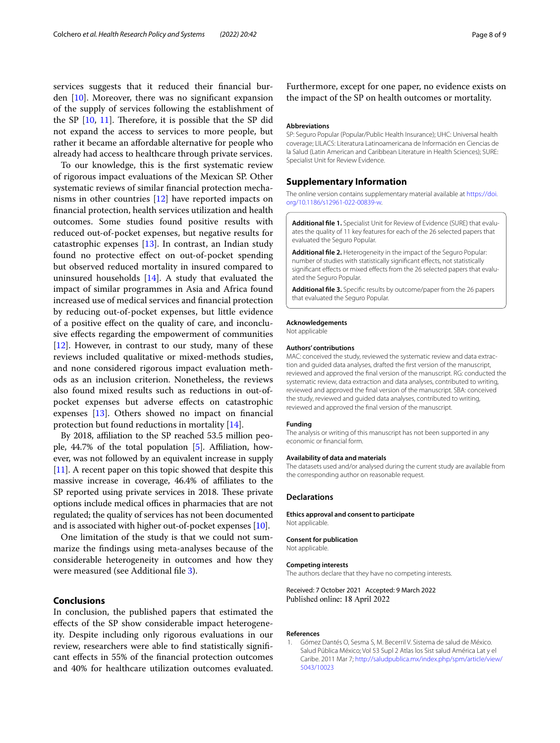services suggests that it reduced their financial burden [10]. Moreover, there was no significant expansion of the supply of services following the establishment of the SP [10, 11]. Therefore, it is possible that the SP did not expand the access to services to more people, but rather it became an affordable alternative for people who already had access to healthcare through private services.

To our knowledge, this is the first systematic review of rigorous impact evaluations of the Mexican SP. Other systematic reviews of similar financial protection mechanisms in other countries [12] have reported impacts on financial protection, health services utilization and health outcomes. Some studies found positive results with reduced out-of-pocket expenses, but negative results for catastrophic expenses [13]. In contrast, an Indian study found no protective effect on out-of-pocket spending but observed reduced mortality in insured compared to uninsured households [14]. A study that evaluated the impact of similar programmes in Asia and Africa found increased use of medical services and financial protection by reducing out-of-pocket expenses, but little evidence of a positive effect on the quality of care, and inconclusive effects regarding the empowerment of communities [12]. However, in contrast to our study, many of these reviews included qualitative or mixed-methods studies, and none considered rigorous impact evaluation methods as an inclusion criterion. Nonetheless, the reviews also found mixed results such as reductions in out-of-pocket expenses but adverse effects on catastrophic expenses [13]. Others showed no impact on financial protection but found reductions in mortality [14].

By 2018, affiliation to the SP reached 53.5 million people, 44.7% of the total population [5]. Affiliation, however, was not followed by an equivalent increase in supply [11]. A recent paper on this topic showed that despite this massive increase in coverage, 46.4% of affiliates to the SP reported using private services in 2018. These private options include medical offices in pharmacies that are not regulated; the quality of services has not been documented and is associated with higher out-of-pocket expenses [10].

One limitation of the study is that we could not summarize the findings using meta-analyses because of the considerable heterogeneity in outcomes and how they were measured (see Additional file 3).

## Conclusions

In conclusion, the published papers that estimated the effects of the SP show considerable impact heterogeneity. Despite including only rigorous evaluations in our review, researchers were able to find statistically significant effects in 55% of the financial protection outcomes and 40% for healthcare utilization outcomes evaluated. Furthermore, except for one paper, no evidence exists on the impact of the SP on health outcomes or mortality.

#### Abbreviations

SP: Seguro Popular (Popular/Public Health Insurance); UHC: Universal health coverage; LILACS: Literatura Latinoamericana de Información en Ciencias de la Salud (Latin American and Caribbean Literature in Health Sciences); SURE: Specialist Unit for Review Evidence.

## Supplementary Information

The online version contains supplementary material available at https://doi.org/10.1186/s12961-022-00839-w.

**Additional file 1.** Specialist Unit for Review of Evidence (SURE) that evaluates the quality of 11 key features for each of the 26 selected papers that evaluated the Seguro Popular.

**Additional file 2.** Heterogeneity in the impact of the Seguro Popular: number of studies with statistically significant effects, not statistically significant effects or mixed effects from the 26 selected papers that evaluated the Seguro Popular.

**Additional file 3.** Specific results by outcome/paper from the 26 papers that evaluated the Seguro Popular.

#### Acknowledgements

Not applicable

#### Authors' contributions

MAC: conceived the study, reviewed the systematic review and data extraction and guided data analyses, drafted the first version of the manuscript, reviewed and approved the final version of the manuscript. RG: conducted the systematic review, data extraction and data analyses, contributed to writing, reviewed and approved the final version of the manuscript. SBA: conceived the study, reviewed and guided data analyses, contributed to writing, reviewed and approved the final version of the manuscript.

#### Funding

The analysis or writing of this manuscript has not been supported in any economic or financial form.

#### Availability of data and materials

The datasets used and/or analysed during the current study are available from the corresponding author on reasonable request.

## Declarations

#### Ethics approval and consent to participate

Not applicable.

#### Consent for publication

Not applicable.

#### Competing interests

The authors declare that they have no competing interests.

Received: 7 October 2021 Accepted: 9 March 2022
Published online: 18 April 2022

#### References

1. Gómez Dantés O, Sesma S, M. Becerril V. Sistema de salud de México. Salud Pública México; Vol 53 Supl 2 Atlas los Sist salud América Lat y el Caribe. 2011 Mar 7; http://saludpublica.mx/index.php/spm/article/view/5043/10023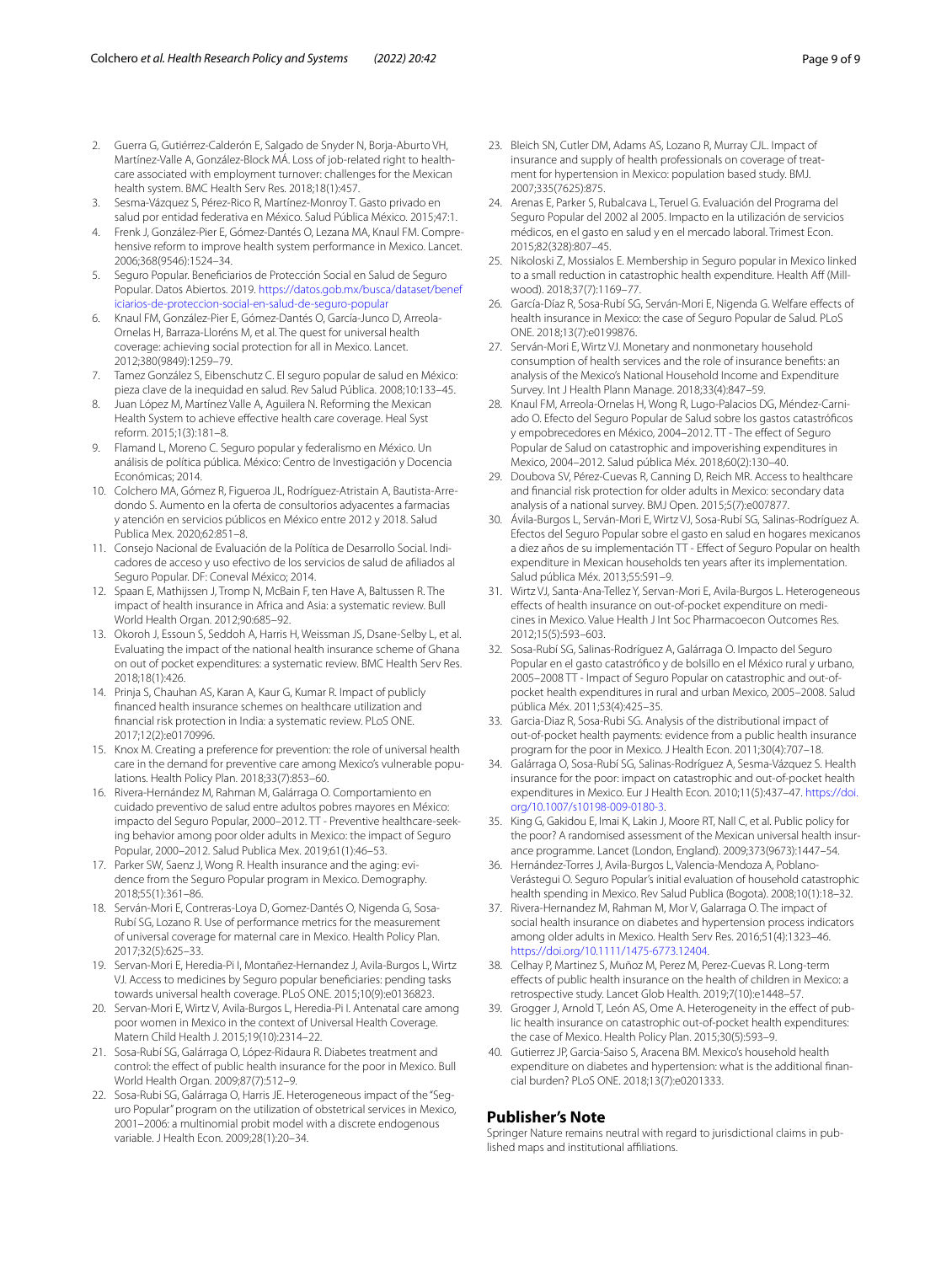2. Guerra G, Gutiérrez-Calderón E, Salgado de Snyder N, Borja-Aburto VH, Martínez-Valle A, González-Block MÁ. Loss of job-related right to healthcare associated with employment turnover: challenges for the Mexican health system. BMC Health Serv Res. 2018;18(1):457.
3. Sesma-Vázquez S, Pérez-Rico R, Martínez-Monroy T. Gasto privado en salud por entidad federativa en México. Salud Pública México. 2015;47:1.
4. Frenk J, González-Pier E, Gómez-Dantés O, Lezana MA, Knaul FM. Comprehensive reform to improve health system performance in Mexico. Lancet. 2006;368(9546):1524–34.
5. Seguro Popular. Beneficiarios de Protección Social en Salud de Seguro Popular. Datos Abiertos. 2019. https://datos.gob.mx/busca/dataset/beneficiarios-de-proteccion-social-en-salud-de-seguro-popular
6. Knaul FM, González-Pier E, Gómez-Dantés O, García-Junco D, Arreola-Ornelas H, Barraza-Lloréns M, et al. The quest for universal health coverage: achieving social protection for all in Mexico. Lancet. 2012;380(9849):1259–79.
7. Tamez González S, Eibenschutz C. El seguro popular de salud en México: pieza clave de la inequidad en salud. Rev Salud Pública. 2008;10:133–45.
8. Juan López M, Martínez Valle A, Aguilera N. Reforming the Mexican Health System to achieve effective health care coverage. Heal Syst reform. 2015;1(3):181–8.
9. Flamand L, Moreno C. Seguro popular y federalismo en México. Un análisis de política pública. México: Centro de Investigación y Docencia Económicas; 2014.
10. Colchero MA, Gómez R, Figueroa JL, Rodríguez-Atristain A, Bautista-Arredondo S. Aumento en la oferta de consultorios adyacentes a farmacias y atención en servicios públicos en México entre 2012 y 2018. Salud Publica Mex. 2020;62:851–8.
11. Consejo Nacional de Evaluación de la Política de Desarrollo Social. Indicadores de acceso y uso efectivo de los servicios de salud de afiliados al Seguro Popular. DF: Coneval México; 2014.
12. Spaan E, Mathijssen J, Tromp N, McBain F, ten Have A, Baltussen R. The impact of health insurance in Africa and Asia: a systematic review. Bull World Health Organ. 2012;90:685–92.
13. Okoroh J, Essoun S, Seddoh A, Harris H, Weissman JS, Dsane-Selby L, et al. Evaluating the impact of the national health insurance scheme of Ghana on out of pocket expenditures: a systematic review. BMC Health Serv Res. 2018;18(1):426.
14. Prinja S, Chauhan AS, Karan A, Kaur G, Kumar R. Impact of publicly financed health insurance schemes on healthcare utilization and financial risk protection in India: a systematic review. PLoS ONE. 2017;12(2):e0170996.
15. Knox M. Creating a preference for prevention: the role of universal health care in the demand for preventive care among Mexico's vulnerable populations. Health Policy Plan. 2018;33(7):853–60.
16. Rivera-Hernández M, Rahman M, Galárraga O. Comportamiento en cuidado preventivo de salud entre adultos pobres mayores en México: impacto del Seguro Popular, 2000–2012. TT - Preventive healthcare-seeking behavior among poor older adults in Mexico: the impact of Seguro Popular, 2000–2012. Salud Publica Mex. 2019;61(1):46–53.
17. Parker SW, Saenz J, Wong R. Health insurance and the aging: evidence from the Seguro Popular program in Mexico. Demography. 2018;55(1):361–86.
18. Serván-Mori E, Contreras-Loya D, Gomez-Dantés O, Nigenda G, Sosa-Rubí SG, Lozano R. Use of performance metrics for the measurement of universal coverage for maternal care in Mexico. Health Policy Plan. 2017;32(5):625–33.
19. Servan-Mori E, Heredia-Pi I, Montañez-Hernandez J, Avila-Burgos L, Wirtz VJ. Access to medicines by Seguro popular beneficiaries: pending tasks towards universal health coverage. PLoS ONE. 2015;10(9):e0136823.
20. Servan-Mori E, Wirtz V, Avila-Burgos L, Heredia-Pi I. Antenatal care among poor women in Mexico in the context of Universal Health Coverage. Matern Child Health J. 2015;19(10):2314–22.
21. Sosa-Rubí SG, Galárraga O, López-Ridaura R. Diabetes treatment and control: the effect of public health insurance for the poor in Mexico. Bull World Health Organ. 2009;87(7):512–9.
22. Sosa-Rubi SG, Galárraga O, Harris JE. Heterogeneous impact of the "Seguro Popular" program on the utilization of obstetrical services in Mexico, 2001–2006: a multinomial probit model with a discrete endogenous variable. J Health Econ. 2009;28(1):20–34.
23. Bleich SN, Cutler DM, Adams AS, Lozano R, Murray CJL. Impact of insurance and supply of health professionals on coverage of treatment for hypertension in Mexico: population based study. BMJ. 2007;335(7625):875.
24. Arenas E, Parker S, Rubalcava L, Teruel G. Evaluación del Programa del Seguro Popular del 2002 al 2005. Impacto en la utilización de servicios médicos, en el gasto en salud y en el mercado laboral. Trimest Econ. 2015;82(328):807–45.
25. Nikoloski Z, Mossialos E. Membership in Seguro popular in Mexico linked to a small reduction in catastrophic health expenditure. Health Aff (Millwood). 2018;37(7):1169–77.
26. García-Díaz R, Sosa-Rubí SG, Serván-Mori E, Nigenda G. Welfare effects of health insurance in Mexico: the case of Seguro Popular de Salud. PLoS ONE. 2018;13(7):e0199876.
27. Serván-Mori E, Wirtz VJ. Monetary and nonmonetary household consumption of health services and the role of insurance benefits: an analysis of the Mexico's National Household Income and Expenditure Survey. Int J Health Plann Manage. 2018;33(4):847–59.
28. Knaul FM, Arreola-Ornelas H, Wong R, Lugo-Palacios DG, Méndez-Carniado O. Efecto del Seguro Popular de Salud sobre los gastos catastróficos y empobrecedores en México, 2004–2012. TT - The effect of Seguro Popular de Salud on catastrophic and impoverishing expenditures in Mexico, 2004–2012. Salud pública Méx. 2018;60(2):130–40.
29. Doubova SV, Pérez-Cuevas R, Canning D, Reich MR. Access to healthcare and financial risk protection for older adults in Mexico: secondary data analysis of a national survey. BMJ Open. 2015;5(7):e007877.
30. Ávila-Burgos L, Serván-Mori E, Wirtz VJ, Sosa-Rubí SG, Salinas-Rodríguez A. Efectos del Seguro Popular sobre el gasto en salud en hogares mexicanos a diez años de su implementación TT - Effect of Seguro Popular on health expenditure in Mexican households ten years after its implementation. Salud pública Méx. 2013;55:S91–9.
31. Wirtz VJ, Santa-Ana-Tellez Y, Servan-Mori E, Avila-Burgos L. Heterogeneous effects of health insurance on out-of-pocket expenditure on medicines in Mexico. Value Health J Int Soc Pharmacoecon Outcomes Res. 2012;15(5):593–603.
32. Sosa-Rubí SG, Salinas-Rodríguez A, Galárraga O. Impacto del Seguro Popular en el gasto catastrófico y de bolsillo en el México rural y urbano, 2005–2008 TT - Impact of Seguro Popular on catastrophic and out-of-pocket health expenditures in rural and urban Mexico, 2005–2008. Salud pública Méx. 2011;53(4):425–35.
33. Garcia-Diaz R, Sosa-Rubi SG. Analysis of the distributional impact of out-of-pocket health payments: evidence from a public health insurance program for the poor in Mexico. J Health Econ. 2011;30(4):707–18.
34. Galárraga O, Sosa-Rubí SG, Salinas-Rodríguez A, Sesma-Vázquez S. Health insurance for the poor: impact on catastrophic and out-of-pocket health expenditures in Mexico. Eur J Health Econ. 2010;11(5):437–47. https://doi.org/10.1007/s10198-009-0180-3.
35. King G, Gakidou E, Imai K, Lakin J, Moore RT, Nall C, et al. Public policy for the poor? A randomised assessment of the Mexican universal health insurance programme. Lancet (London, England). 2009;373(9673):1447–54.
36. Hernández-Torres J, Avila-Burgos L, Valencia-Mendoza A, Poblano-Verástegui O. Seguro Popular's initial evaluation of household catastrophic health spending in Mexico. Rev Salud Publica (Bogota). 2008;10(1):18–32.
37. Rivera-Hernandez M, Rahman M, Mor V, Galarraga O. The impact of social health insurance on diabetes and hypertension process indicators among older adults in Mexico. Health Serv Res. 2016;51(4):1323–46. https://doi.org/10.1111/1475-6773.12404.
38. Celhay P, Martinez S, Muñoz M, Perez M, Perez-Cuevas R. Long-term effects of public health insurance on the health of children in Mexico: a retrospective study. Lancet Glob Health. 2019;7(10):e1448–57.
39. Grogger J, Arnold T, León AS, Ome A. Heterogeneity in the effect of public health insurance on catastrophic out-of-pocket health expenditures: the case of Mexico. Health Policy Plan. 2015;30(5):593–9.
40. Gutierrez JP, García-Saiso S, Aracena BM. Mexico's household health expenditure on diabetes and hypertension: what is the additional financial burden? PLoS ONE. 2018;13(7):e0201333.

## Publisher's Note

Springer Nature remains neutral with regard to jurisdictional claims in published maps and institutional affiliations.